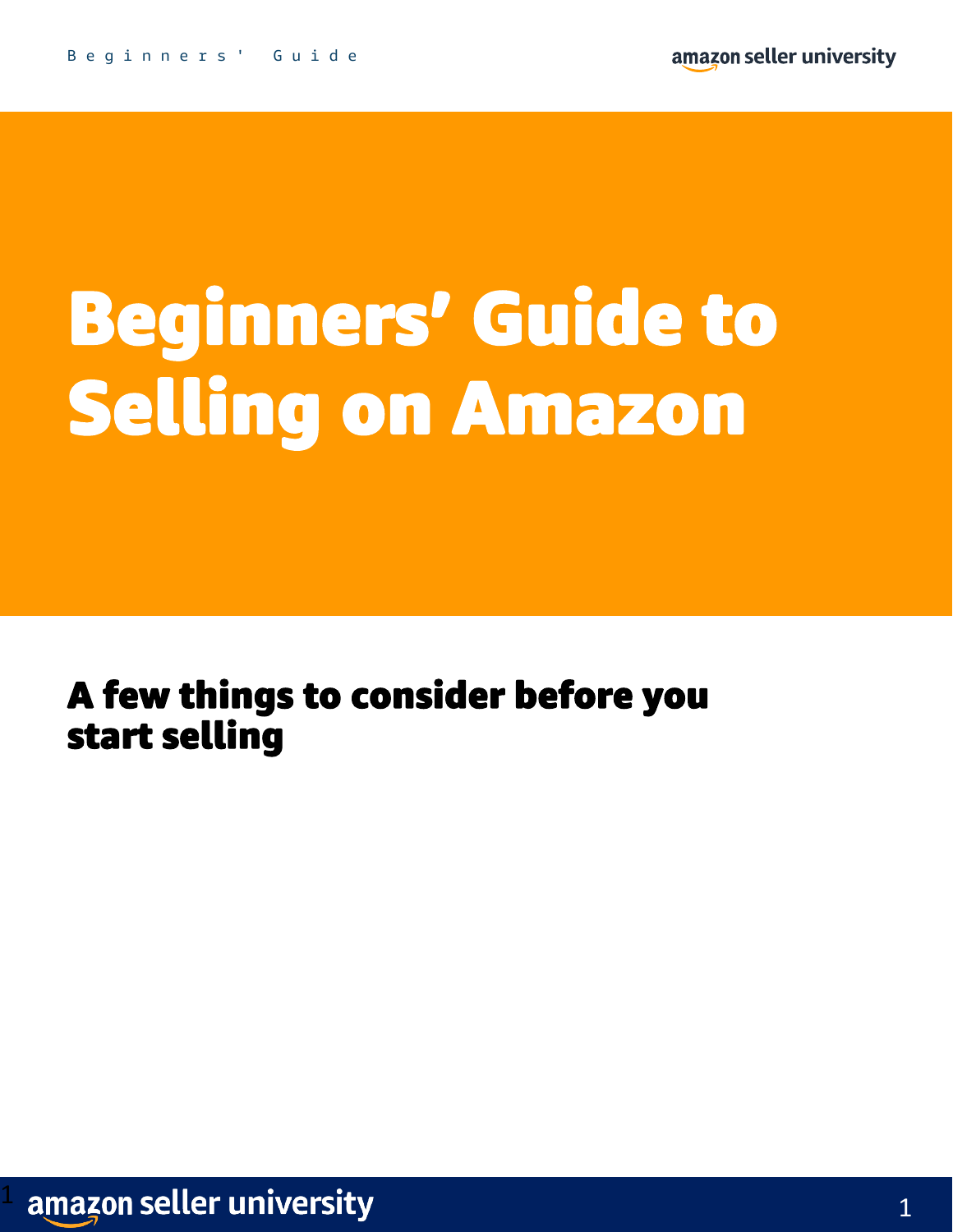# Beginners' Guide to Selling on Amazon

## A few things to consider before you start selling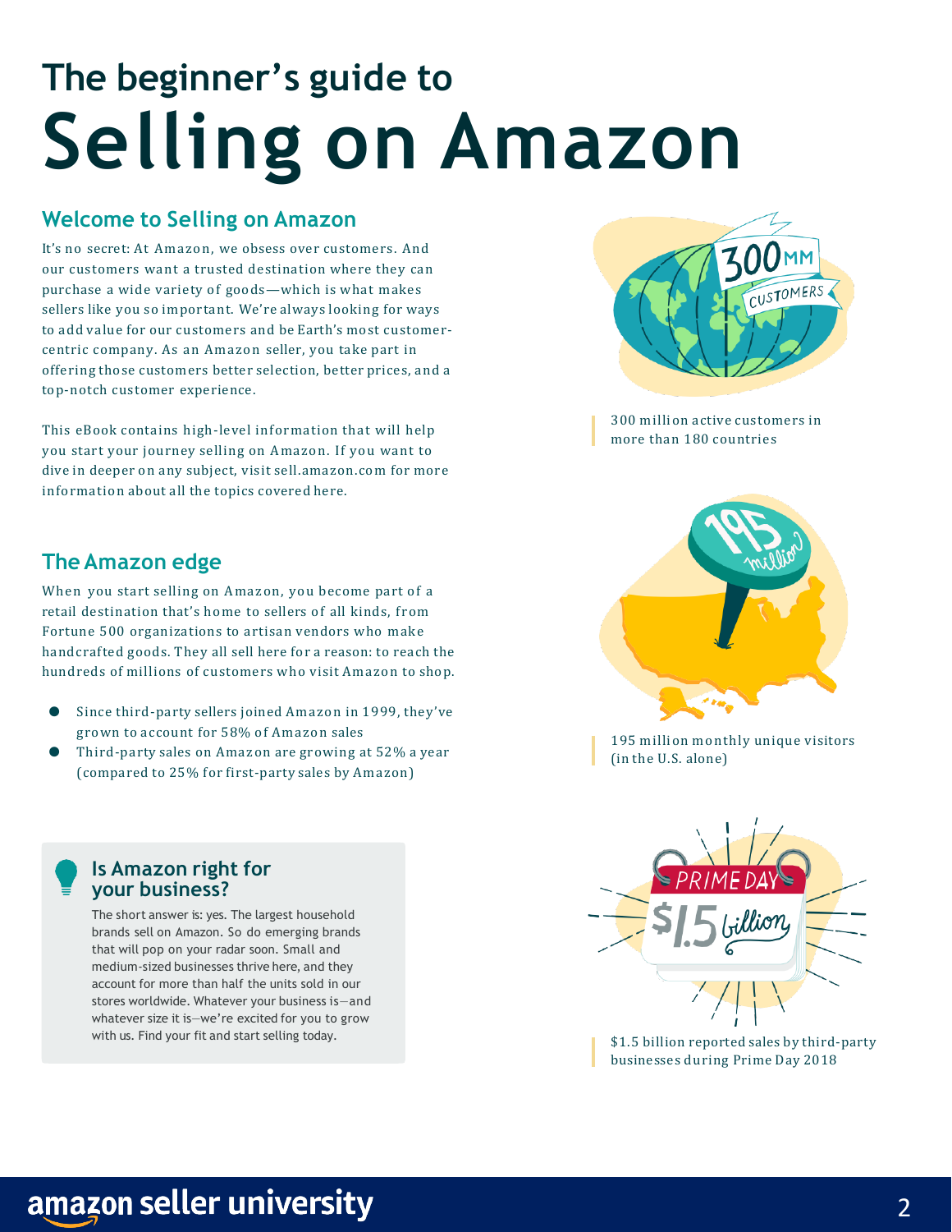# The beginner's guide to Selling on Amazon

## Welcome to Selling on Amazon

It's no secret: At Amazon, we obsess over customers. And our customers want a trusted destination where they can purchase a wide variety of goods—which is what makes sellers like you so important. We're always looking for ways to add value for our customers and be Earth's most customer-centric company. As an Amazon seller, you take part in offering those customers better selection, better prices, and a top-notch customer experience.

This eBook contains high-level information that will help you start your journey selling on Amazon. If you want to dive in deeper on any subject, visit sell.amazon.com for more information about all the topics covered here.

## The Amazon edge

When you start selling on Amazon, you become part of a retail destination that's home to sellers of all kinds, from Fortune 500 organizations to artisan vendors who make handcrafted goods. They all sell here for a reason: to reach the hundreds of millions of customers who visit Amazon to shop.

- Since third-party sellers joined Amazon in 1999, they've grown to account for 58% of Amazon sales
- Third-party sales on Amazon are growing at 52% a year (compared to 25% for first-party sales by Amazon)

### Is Amazon right for your business?

The short answer is: yes. The largest household brands sell on Amazon. So do emerging brands that will pop on your radar soon. Small and medium-sized businesses thrive here, and they account for more than half the units sold in our stores worldwide. Whatever your business is—and whatever size it is—we're excited for you to grow with us. Find your fit and start selling today.

300 million active customers in more than 180 countries

195 million monthly unique visitors (in the U.S. alone)

$1.5 billion reported sales by third-party businesses during Prime Day 2018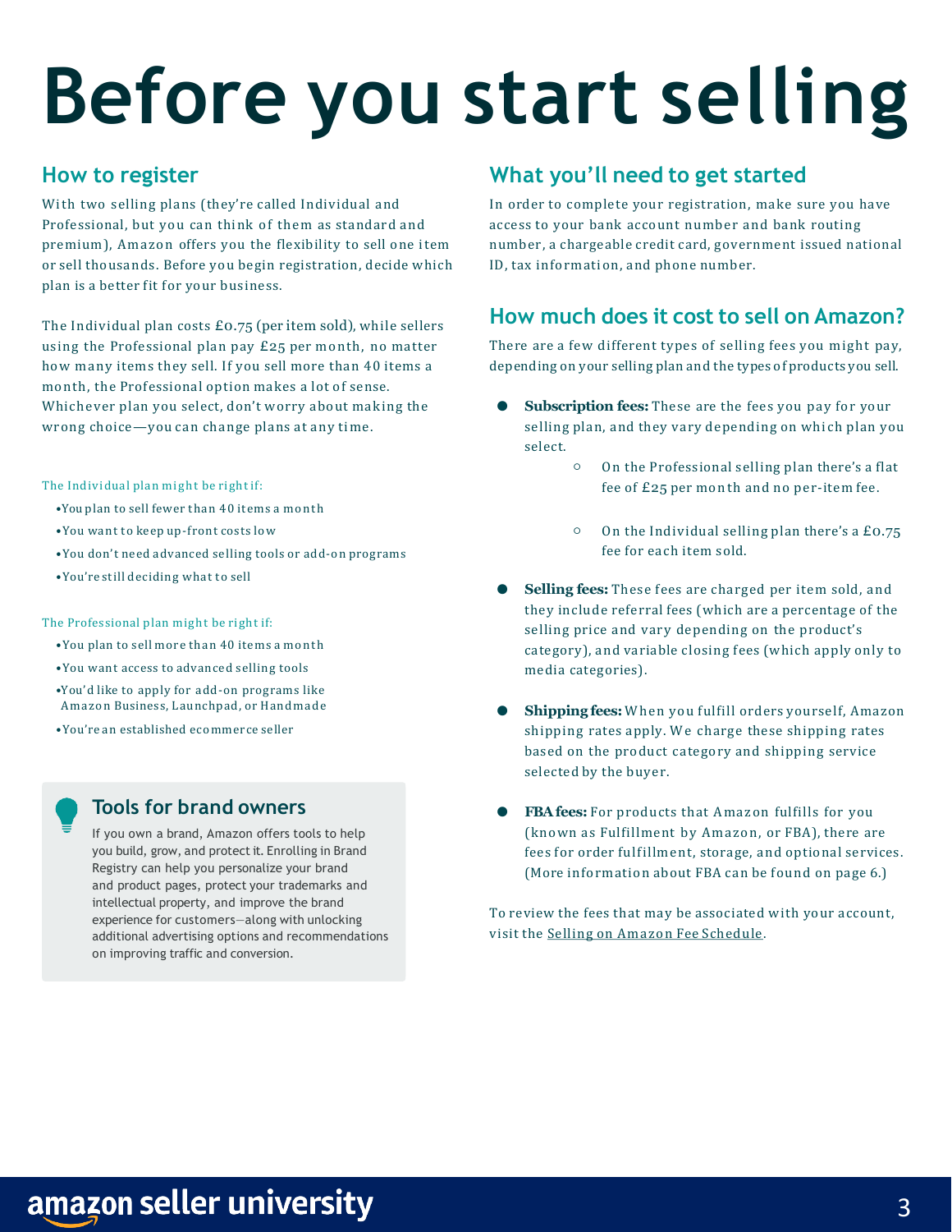# Before you start selling

## How to register

With two selling plans (they're called Individual and Professional, but you can think of them as standard and premium), Amazon offers you the flexibility to sell one item or sell thousands. Before you begin registration, decide which plan is a better fit for your business.

The Individual plan costs £0.75 (per item sold), while sellers using the Professional plan pay £25 per month, no matter how many items they sell. If you sell more than 40 items a month, the Professional option makes a lot of sense. Whichever plan you select, don't worry about making the wrong choice—you can change plans at any time.

The Individual plan might be right if:

- You plan to sell fewer than 40 items a month
- You want to keep up-front costs low
- You don't need advanced selling tools or add-on programs
- You're still deciding what to sell

The Professional plan might be right if:

- You plan to sell more than 40 items a month
- You want access to advanced selling tools
- You'd like to apply for add-on programs like Amazon Business, Launchpad, or Handmade
- You're an established ecommerce seller

### Tools for brand owners

If you own a brand, Amazon offers tools to help you build, grow, and protect it. Enrolling in Brand Registry can help you personalize your brand and product pages, protect your trademarks and intellectual property, and improve the brand experience for customers—along with unlocking additional advertising options and recommendations on improving traffic and conversion.

## What you'll need to get started

In order to complete your registration, make sure you have access to your bank account number and bank routing number, a chargeable credit card, government issued national ID, tax information, and phone number.

## How much does it cost to sell on Amazon?

There are a few different types of selling fees you might pay, depending on your selling plan and the types of products you sell.

- **Subscription fees:** These are the fees you pay for your selling plan, and they vary depending on which plan you select.
  - On the Professional selling plan there's a flat fee of £25 per month and no per-item fee.
  - On the Individual selling plan there's a £0.75 fee for each item sold.
- **Selling fees:** These fees are charged per item sold, and they include referral fees (which are a percentage of the selling price and vary depending on the product's category), and variable closing fees (which apply only to media categories).
- **Shipping fees:** When you fulfill orders yourself, Amazon shipping rates apply. We charge these shipping rates based on the product category and shipping service selected by the buyer.
- **FBA fees:** For products that Amazon fulfills for you (known as Fulfillment by Amazon, or FBA), there are fees for order fulfillment, storage, and optional services. (More information about FBA can be found on page 6.)

To review the fees that may be associated with your account, visit the Selling on Amazon Fee Schedule.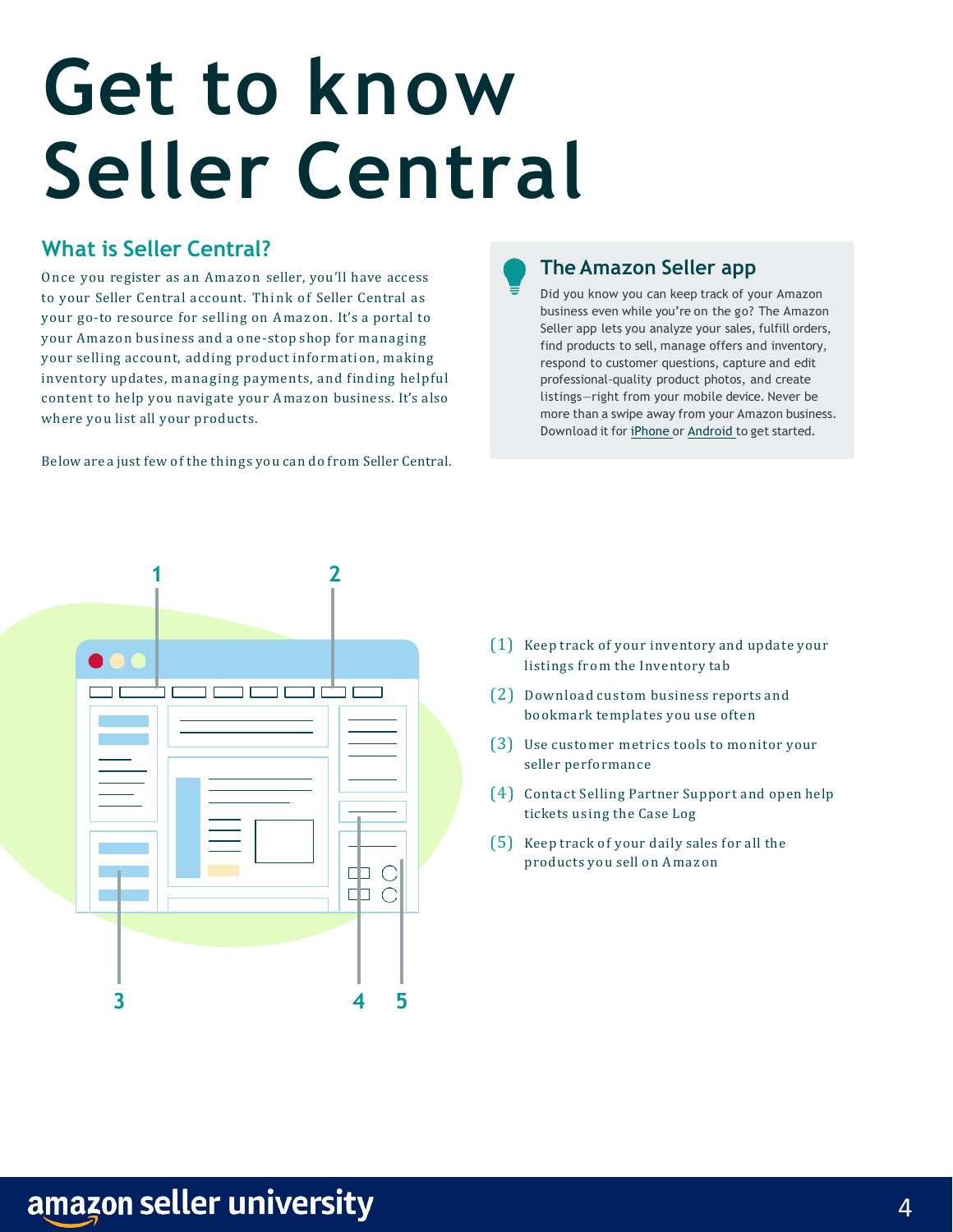# Get to know Seller Central

## What is Seller Central?

Once you register as an Amazon seller, you'll have access to your Seller Central account. Think of Seller Central as your go-to resource for selling on Amazon. It's a portal to your Amazon business and a one-stop shop for managing your selling account, adding product information, making inventory updates, managing payments, and finding helpful content to help you navigate your Amazon business. It's also where you list all your products.

Below are a just few of the things you can do from Seller Central.

### The Amazon Seller app

Did you know you can keep track of your Amazon business even while you're on the go? The Amazon Seller app lets you analyze your sales, fulfill orders, find products to sell, manage offers and inventory, respond to customer questions, capture and edit professional-quality product photos, and create listings—right from your mobile device. Never be more than a swipe away from your Amazon business. Download it for [iPhone] or [Android] to get started.

(1) Keep track of your inventory and update your listings from the Inventory tab

(2) Download custom business reports and bookmark templates you use often

(3) Use customer metrics tools to monitor your seller performance

(4) Contact Selling Partner Support and open help tickets using the Case Log

(5) Keep track of your daily sales for all the products you sell on Amazon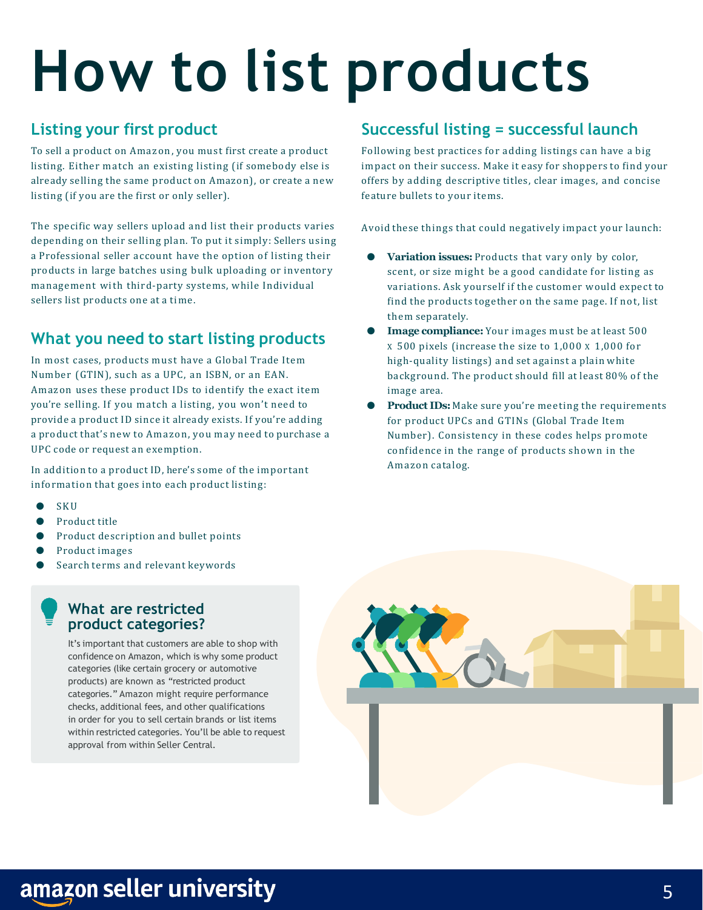# How to list products

## Listing your first product

To sell a product on Amazon, you must first create a product listing. Either match an existing listing (if somebody else is already selling the same product on Amazon), or create a new listing (if you are the first or only seller).

The specific way sellers upload and list their products varies depending on their selling plan. To put it simply: Sellers using a Professional seller account have the option of listing their products in large batches using bulk uploading or inventory management with third-party systems, while Individual sellers list products one at a time.

## What you need to start listing products

In most cases, products must have a Global Trade Item Number (GTIN), such as a UPC, an ISBN, or an EAN. Amazon uses these product IDs to identify the exact item you're selling. If you match a listing, you won't need to provide a product ID since it already exists. If you're adding a product that's new to Amazon, you may need to purchase a UPC code or request an exemption.

In addition to a product ID, here's some of the important information that goes into each product listing:

- SKU
- Product title
- Product description and bullet points
- Product images
- Search terms and relevant keywords

### What are restricted product categories?

It's important that customers are able to shop with confidence on Amazon, which is why some product categories (like certain grocery or automotive products) are known as "restricted product categories." Amazon might require performance checks, additional fees, and other qualifications in order for you to sell certain brands or list items within restricted categories. You'll be able to request approval from within Seller Central.

## Successful listing = successful launch

Following best practices for adding listings can have a big impact on their success. Make it easy for shoppers to find your offers by adding descriptive titles, clear images, and concise feature bullets to your items.

Avoid these things that could negatively impact your launch:

- **Variation issues:** Products that vary only by color, scent, or size might be a good candidate for listing as variations. Ask yourself if the customer would expect to find the products together on the same page. If not, list them separately.
- **Image compliance:** Your images must be at least 500 x 500 pixels (increase the size to 1,000 x 1,000 for high-quality listings) and set against a plain white background. The product should fill at least 80% of the image area.
- **Product IDs:** Make sure you're meeting the requirements for product UPCs and GTINs (Global Trade Item Number). Consistency in these codes helps promote confidence in the range of products shown in the Amazon catalog.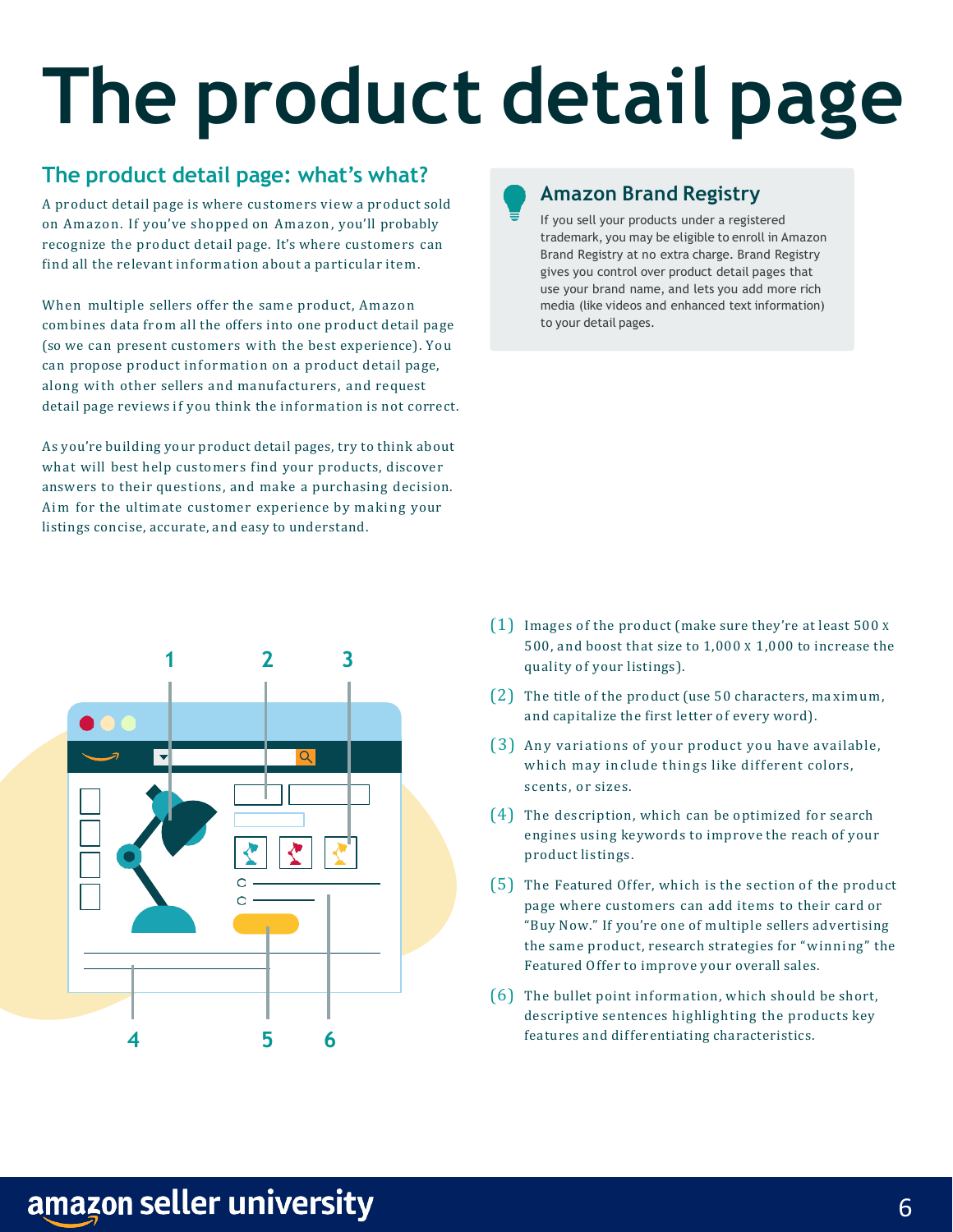# The product detail page

## The product detail page: what's what?

A product detail page is where customers view a product sold on Amazon. If you've shopped on Amazon, you'll probably recognize the product detail page. It's where customers can find all the relevant information about a particular item.

When multiple sellers offer the same product, Amazon combines data from all the offers into one product detail page (so we can present customers with the best experience). You can propose product information on a product detail page, along with other sellers and manufacturers, and request detail page reviews if you think the information is not correct.

As you're building your product detail pages, try to think about what will best help customers find your products, discover answers to their questions, and make a purchasing decision. Aim for the ultimate customer experience by making your listings concise, accurate, and easy to understand.

### Amazon Brand Registry

If you sell your products under a registered trademark, you may be eligible to enroll in Amazon Brand Registry at no extra charge. Brand Registry gives you control over product detail pages that use your brand name, and lets you add more rich media (like videos and enhanced text information) to your detail pages.

(1) Images of the product (make sure they're at least 500 x 500, and boost that size to 1,000 x 1,000 to increase the quality of your listings).

(2) The title of the product (use 50 characters, maximum, and capitalize the first letter of every word).

(3) Any variations of your product you have available, which may include things like different colors, scents, or sizes.

(4) The description, which can be optimized for search engines using keywords to improve the reach of your product listings.

(5) The Featured Offer, which is the section of the product page where customers can add items to their card or "Buy Now." If you're one of multiple sellers advertising the same product, research strategies for "winning" the Featured Offer to improve your overall sales.

(6) The bullet point information, which should be short, descriptive sentences highlighting the products key features and differentiating characteristics.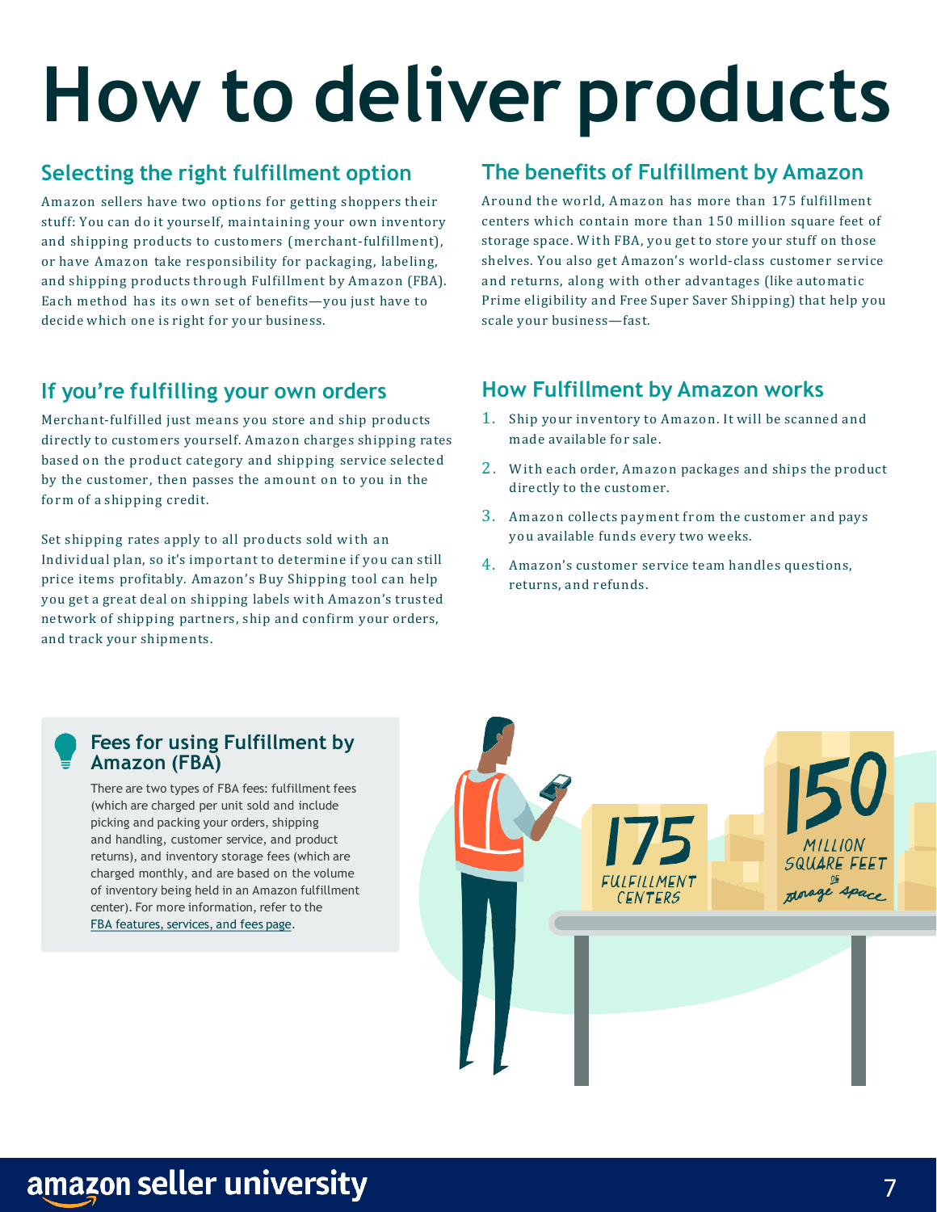# How to deliver products

## Selecting the right fulfillment option

Amazon sellers have two options for getting shoppers their stuff: You can do it yourself, maintaining your own inventory and shipping products to customers (merchant-fulfillment), or have Amazon take responsibility for packaging, labeling, and shipping products through Fulfillment by Amazon (FBA). Each method has its own set of benefits—you just have to decide which one is right for your business.

## If you're fulfilling your own orders

Merchant-fulfilled just means you store and ship products directly to customers yourself. Amazon charges shipping rates based on the product category and shipping service selected by the customer, then passes the amount on to you in the form of a shipping credit.

Set shipping rates apply to all products sold with an Individual plan, so it's important to determine if you can still price items profitably. Amazon's Buy Shipping tool can help you get a great deal on shipping labels with Amazon's trusted network of shipping partners, ship and confirm your orders, and track your shipments.

## The benefits of Fulfillment by Amazon

Around the world, Amazon has more than 175 fulfillment centers which contain more than 150 million square feet of storage space. With FBA, you get to store your stuff on those shelves. You also get Amazon's world-class customer service and returns, along with other advantages (like automatic Prime eligibility and Free Super Saver Shipping) that help you scale your business—fast.

## How Fulfillment by Amazon works

1. Ship your inventory to Amazon. It will be scanned and made available for sale.
2. With each order, Amazon packages and ships the product directly to the customer.
3. Amazon collects payment from the customer and pays you available funds every two weeks.
4. Amazon's customer service team handles questions, returns, and refunds.

### Fees for using Fulfillment by Amazon (FBA)

There are two types of FBA fees: fulfillment fees (which are charged per unit sold and include picking and packing your orders, shipping and handling, customer service, and product returns), and inventory storage fees (which are charged monthly, and are based on the volume of inventory being held in an Amazon fulfillment center). For more information, refer to the FBA features, services, and fees page.

175 FULFILLMENT CENTERS

150 MILLION SQUARE FEET OF storage space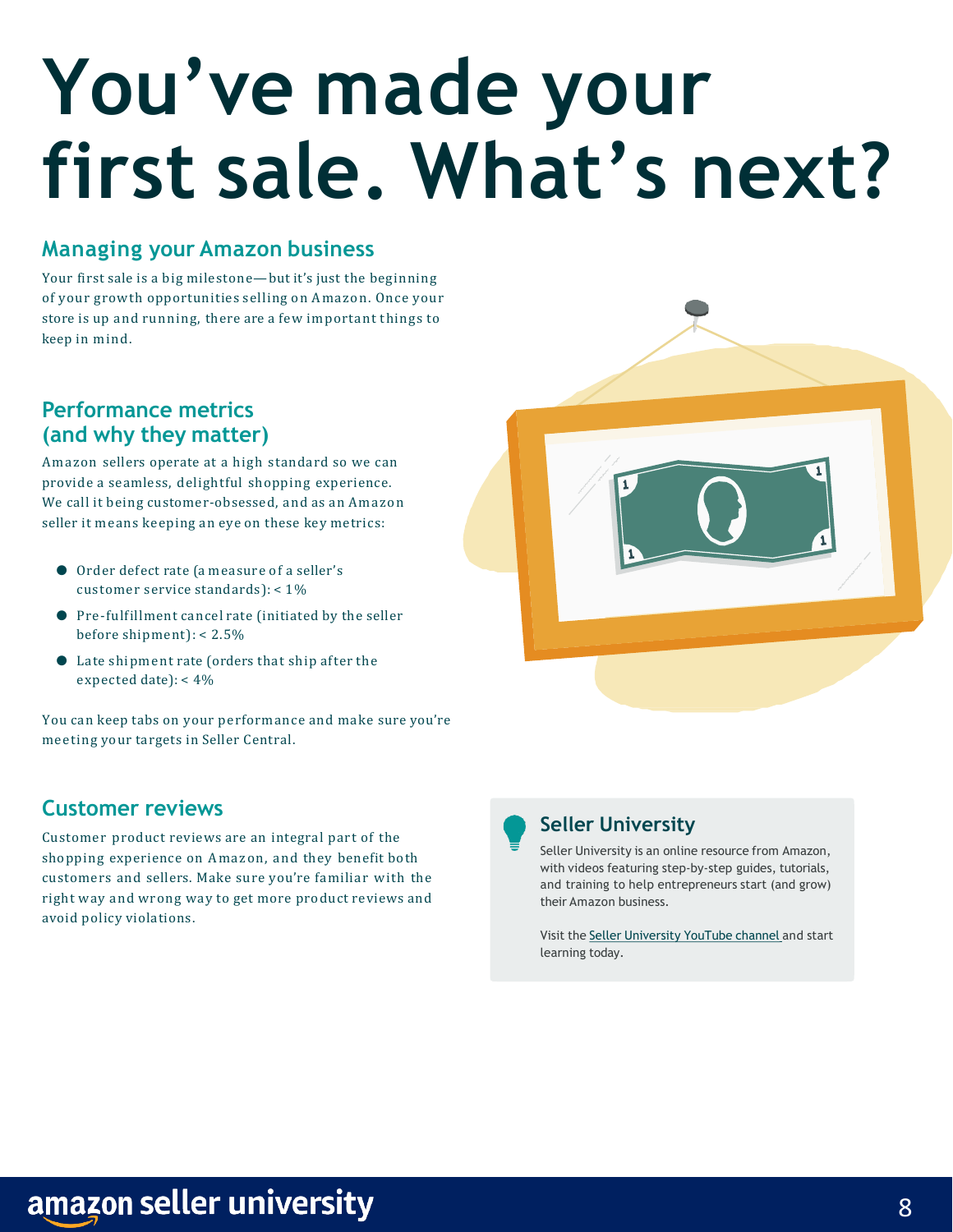# You've made your first sale. What's next?

## Managing your Amazon business

Your first sale is a big milestone—but it's just the beginning of your growth opportunities selling on Amazon. Once your store is up and running, there are a few important things to keep in mind.

## Performance metrics (and why they matter)

Amazon sellers operate at a high standard so we can provide a seamless, delightful shopping experience. We call it being customer-obsessed, and as an Amazon seller it means keeping an eye on these key metrics:

- Order defect rate (a measure of a seller's customer service standards): < 1%
- Pre-fulfillment cancel rate (initiated by the seller before shipment): < 2.5%
- Late shipment rate (orders that ship after the expected date): < 4%

You can keep tabs on your performance and make sure you're meeting your targets in Seller Central.

## Customer reviews

Customer product reviews are an integral part of the shopping experience on Amazon, and they benefit both customers and sellers. Make sure you're familiar with the right way and wrong way to get more product reviews and avoid policy violations.

### Seller University

Seller University is an online resource from Amazon, with videos featuring step-by-step guides, tutorials, and training to help entrepreneurs start (and grow) their Amazon business.

Visit the Seller University YouTube channel and start learning today.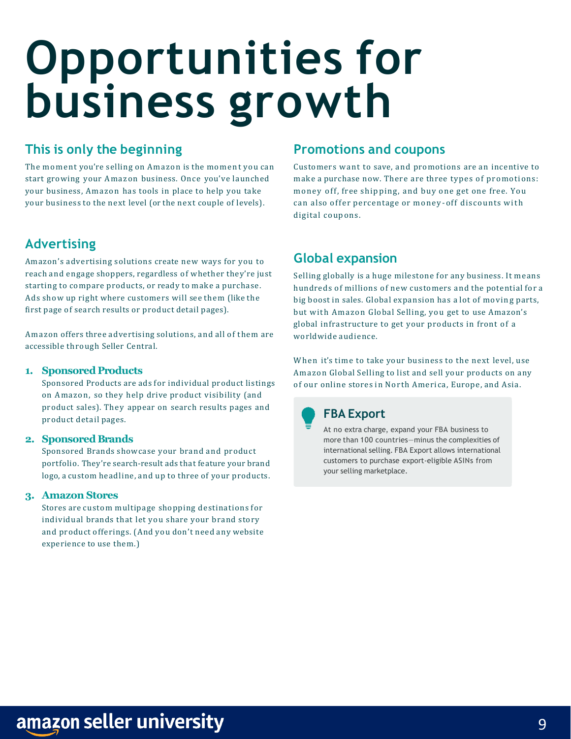# Opportunities for business growth

## This is only the beginning

The moment you're selling on Amazon is the moment you can start growing your Amazon business. Once you've launched your business, Amazon has tools in place to help you take your business to the next level (or the next couple of levels).

## Advertising

Amazon's advertising solutions create new ways for you to reach and engage shoppers, regardless of whether they're just starting to compare products, or ready to make a purchase. Ads show up right where customers will see them (like the first page of search results or product detail pages).

Amazon offers three advertising solutions, and all of them are accessible through Seller Central.

1. **Sponsored Products**
   Sponsored Products are ads for individual product listings on Amazon, so they help drive product visibility (and product sales). They appear on search results pages and product detail pages.

2. **Sponsored Brands**
   Sponsored Brands showcase your brand and product portfolio. They're search-result ads that feature your brand logo, a custom headline, and up to three of your products.

3. **Amazon Stores**
   Stores are custom multipage shopping destinations for individual brands that let you share your brand story and product offerings. (And you don't need any website experience to use them.)

## Promotions and coupons

Customers want to save, and promotions are an incentive to make a purchase now. There are three types of promotions: money off, free shipping, and buy one get one free. You can also offer percentage or money-off discounts with digital coupons.

## Global expansion

Selling globally is a huge milestone for any business. It means hundreds of millions of new customers and the potential for a big boost in sales. Global expansion has a lot of moving parts, but with Amazon Global Selling, you get to use Amazon's global infrastructure to get your products in front of a worldwide audience.

When it's time to take your business to the next level, use Amazon Global Selling to list and sell your products on any of our online stores in North America, Europe, and Asia.

### FBA Export

At no extra charge, expand your FBA business to more than 100 countries—minus the complexities of international selling. FBA Export allows international customers to purchase export-eligible ASINs from your selling marketplace.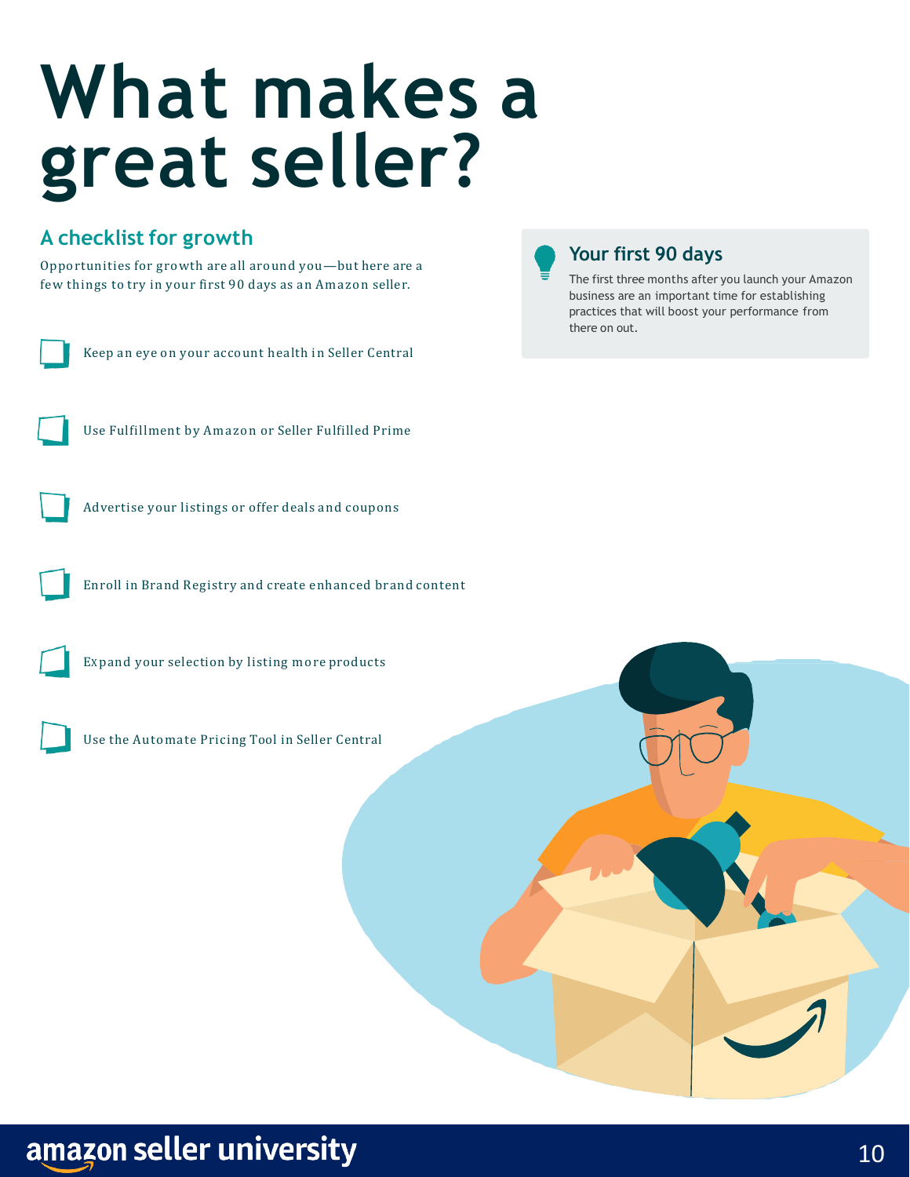# What makes a great seller?

## A checklist for growth

Opportunities for growth are all around you—but here are a few things to try in your first 90 days as an Amazon seller.

- [ ] Keep an eye on your account health in Seller Central
- [ ] Use Fulfillment by Amazon or Seller Fulfilled Prime
- [ ] Advertise your listings or offer deals and coupons
- [ ] Enroll in Brand Registry and create enhanced brand content
- [ ] Expand your selection by listing more products
- [ ] Use the Automate Pricing Tool in Seller Central

### Your first 90 days

The first three months after you launch your Amazon business are an important time for establishing practices that will boost your performance from there on out.